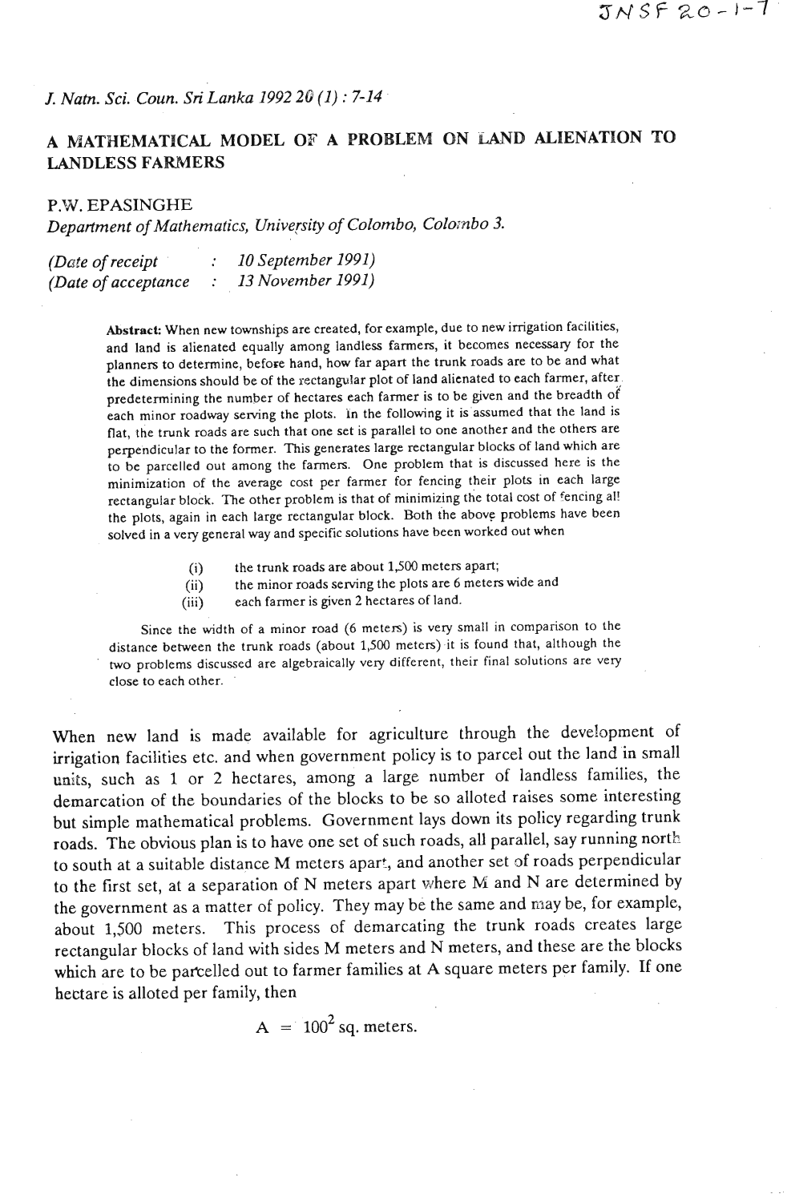*J. Natn. Sci. Coun. Sri Lanka 1992 20 (1) : 7-14*

# A MATHEMATICAL MODEL OF A PROBLEM ON LAND ALIENATION TO LANDLESS FARMERS

**P.W. EPASINGHE**

*Department of Mathematics, University of Colombo, Colombo 3.*

*(Date of receipt : 10 September 1991)*
*(Date of acceptance : 13 November 1991)*

**Abstract:** When new townships are created, for example, due to new irrigation facilities, and land is alienated equally among landless farmers, it becomes necessary for the planners to determine, before hand, how far apart the trunk roads are to be and what the dimensions should be of the rectangular plot of land alienated to each farmer, after predetermining the number of hectares each farmer is to be given and the breadth of each minor roadway serving the plots. In the following it is assumed that the land is flat, the trunk roads are such that one set is parallel to one another and the others are perpendicular to the former. This generates large rectangular blocks of land which are to be parcelled out among the farmers. One problem that is discussed here is the minimization of the average cost per farmer for fencing their plots in each large rectangular block. The other problem is that of minimizing the total cost of fencing all the plots, again in each large rectangular block. Both the above problems have been solved in a very general way and specific solutions have been worked out when

(i) the trunk roads are about 1,500 meters apart;
(ii) the minor roads serving the plots are 6 meters wide and
(iii) each farmer is given 2 hectares of land.

Since the width of a minor road (6 meters) is very small in comparison to the distance between the trunk roads (about 1,500 meters) it is found that, although the two problems discussed are algebraically very different, their final solutions are very close to each other.

When new land is made available for agriculture through the development of irrigation facilities etc. and when government policy is to parcel out the land in small units, such as 1 or 2 hectares, among a large number of landless families, the demarcation of the boundaries of the blocks to be so alloted raises some interesting but simple mathematical problems. Government lays down its policy regarding trunk roads. The obvious plan is to have one set of such roads, all parallel, say running north to south at a suitable distance M meters apart, and another set of roads perpendicular to the first set, at a separation of N meters apart where M and N are determined by the government as a matter of policy. They may be the same and may be, for example, about 1,500 meters. This process of demarcating the trunk roads creates large rectangular blocks of land with sides M meters and N meters, and these are the blocks which are to be parcelled out to farmer families at A square meters per family. If one hectare is alloted per family, then

$$A = 100^2 \text{ sq. meters.}$$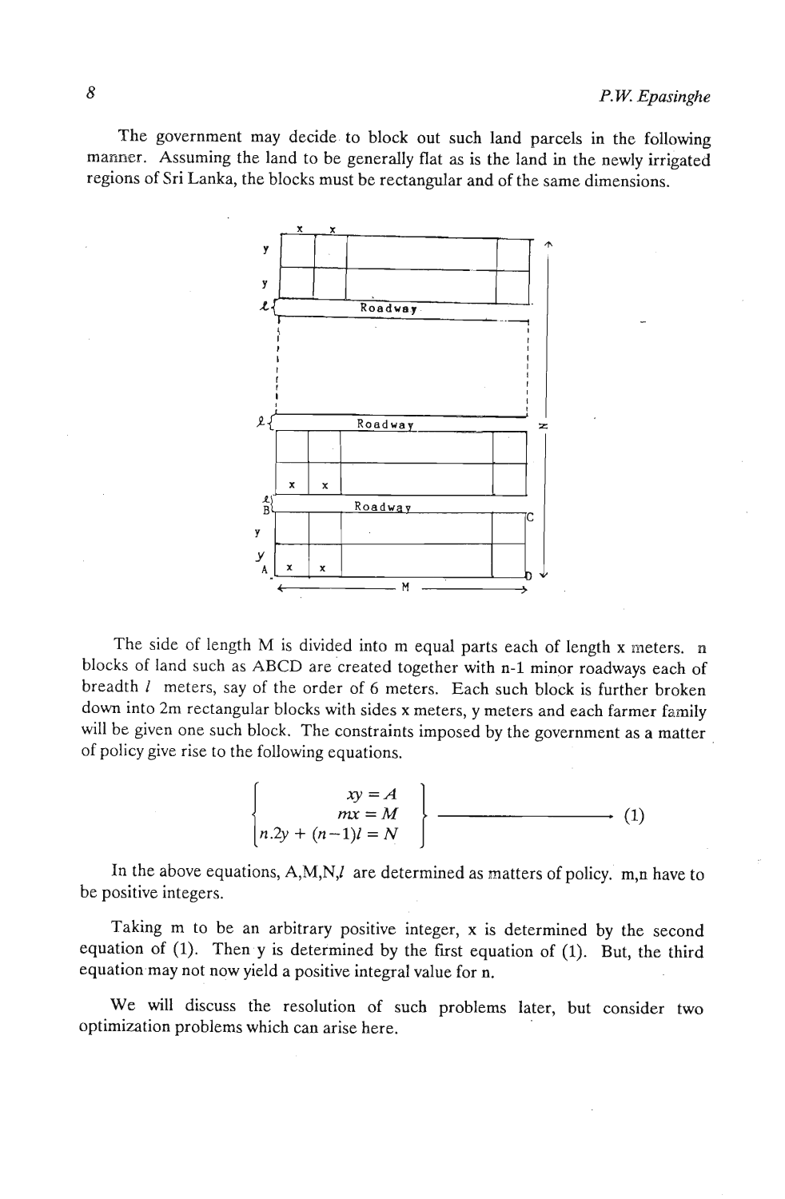The government may decide to block out such land parcels in the following manner. Assuming the land to be generally flat as is the land in the newly irrigated regions of Sri Lanka, the blocks must be rectangular and of the same dimensions.

The side of length M is divided into m equal parts each of length x meters. n blocks of land such as ABCD are created together with n-1 minor roadways each of breadth $l$ meters, say of the order of 6 meters. Each such block is further broken down into 2m rectangular blocks with sides x meters, y meters and each farmer family will be given one such block. The constraints imposed by the government as a matter of policy give rise to the following equations.

$$\left\{\begin{array}{c} xy = A \\ mx = M \\ n.2y + (n-1)l = N \end{array}\right\} \qquad (1)$$

In the above equations, A,M,N,$l$ are determined as matters of policy. m,n have to be positive integers.

Taking m to be an arbitrary positive integer, x is determined by the second equation of (1). Then y is determined by the first equation of (1). But, the third equation may not now yield a positive integral value for n.

We will discuss the resolution of such problems later, but consider two optimization problems which can arise here.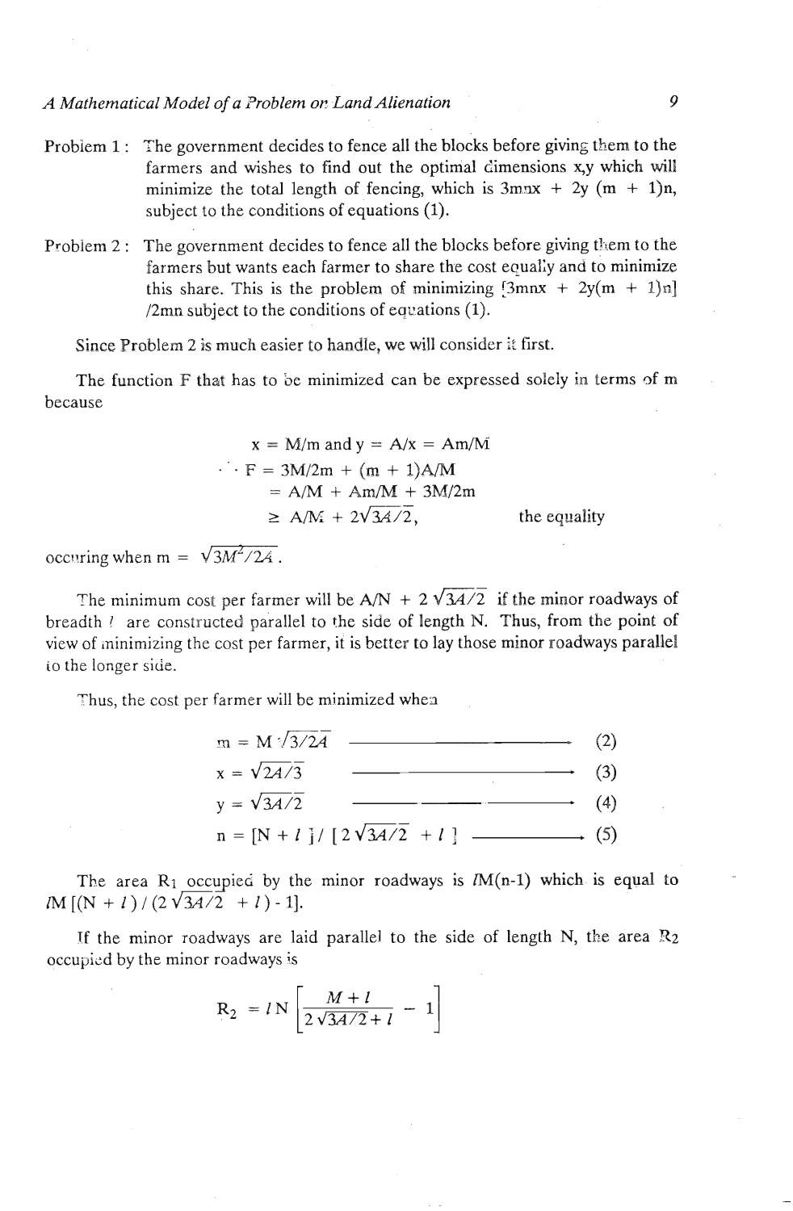Problem 1 : The government decides to fence all the blocks before giving them to the farmers and wishes to find out the optimal dimensions x,y which will minimize the total length of fencing, which is $3mnx + 2y(m + 1)n$, subject to the conditions of equations (1).

Problem 2 : The government decides to fence all the blocks before giving them to the farmers but wants each farmer to share the cost equally and to minimize this share. This is the problem of minimizing $[3mnx + 2y(m + 1)n]/2mn$ subject to the conditions of equations (1).

Since Problem 2 is much easier to handle, we will consider it first.

The function F that has to be minimized can be expressed solely in terms of m because

$$x = M/m \text{ and } y = A/x = Am/M$$

$$\therefore F = 3M/2m + (m + 1)A/M$$

$$= A/M + Am/M + 3M/2m$$

$$\geq A/M + 2\sqrt{3A/2}, \qquad \text{the equality}$$

occuring when $m = \sqrt{3M^2/2A}$.

The minimum cost per farmer will be $A/N + 2\sqrt{3A/2}$ if the minor roadways of breadth $l$ are constructed parallel to the side of length N. Thus, from the point of view of minimizing the cost per farmer, it is better to lay those minor roadways parallel to the longer side.

Thus, the cost per farmer will be minimized when

$$m = M\sqrt{3/2A} \qquad (2)$$

$$x = \sqrt{2A/3} \qquad (3)$$

$$y = \sqrt{3A/2} \qquad (4)$$

$$n = [N + l]/[2\sqrt{3A/2} + l] \qquad (5)$$

The area $R_1$ occupied by the minor roadways is $lM(n-1)$ which is equal to $lM[(N + l)/(2\sqrt{3A/2} + l) - 1]$.

If the minor roadways are laid parallel to the side of length N, the area $R_2$ occupied by the minor roadways is

$$R_2 = lN\left[\frac{M + l}{2\sqrt{3A/2} + l} - 1\right]$$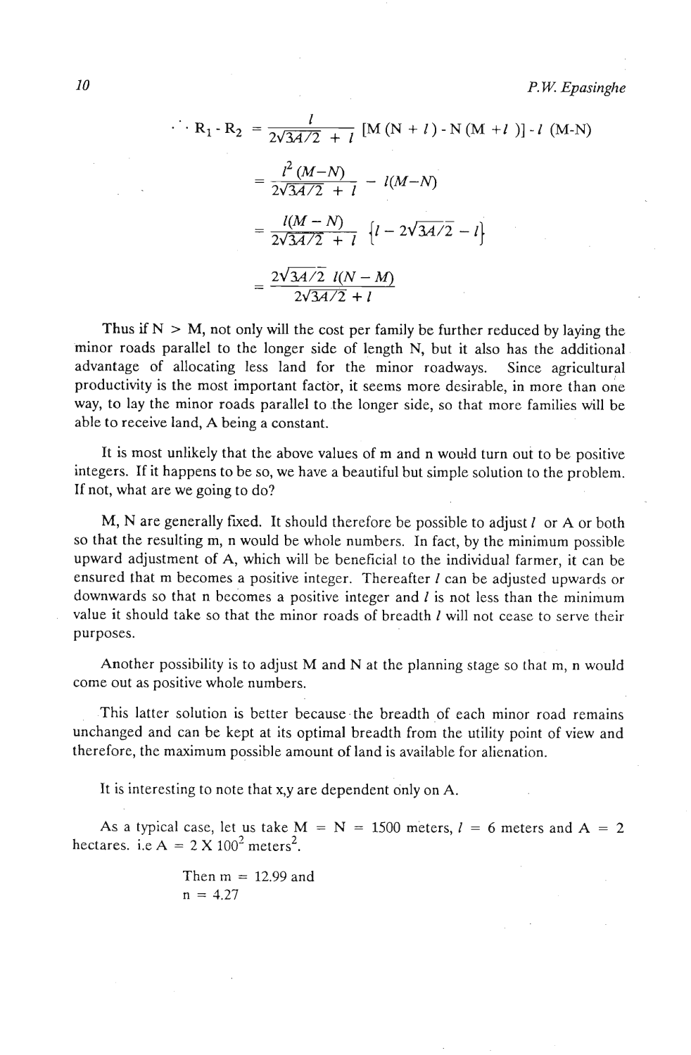$$\therefore R_1 - R_2 = \frac{l}{2\sqrt{3A/2} + l}\,[M(N + l) - N(M + l)] - l\,(M\text{-}N)$$

$$= \frac{l^2\,(M-N)}{2\sqrt{3A/2} + l} - l(M-N)$$

$$= \frac{l(M - N)}{2\sqrt{3A/2} + l}\left\{l - 2\sqrt{3A/2} - l\right\}$$

$$= \frac{2\sqrt{3A/2}\;l(N - M)}{2\sqrt{3A/2} + l}$$

Thus if $N > M$, not only will the cost per family be further reduced by laying the minor roads parallel to the longer side of length N, but it also has the additional advantage of allocating less land for the minor roadways. Since agricultural productivity is the most important factor, it seems more desirable, in more than one way, to lay the minor roads parallel to the longer side, so that more families will be able to receive land, A being a constant.

It is most unlikely that the above values of m and n would turn out to be positive integers. If it happens to be so, we have a beautiful but simple solution to the problem. If not, what are we going to do?

M, N are generally fixed. It should therefore be possible to adjust $l$ or A or both so that the resulting m, n would be whole numbers. In fact, by the minimum possible upward adjustment of A, which will be beneficial to the individual farmer, it can be ensured that m becomes a positive integer. Thereafter $l$ can be adjusted upwards or downwards so that n becomes a positive integer and $l$ is not less than the minimum value it should take so that the minor roads of breadth $l$ will not cease to serve their purposes.

Another possibility is to adjust M and N at the planning stage so that m, n would come out as positive whole numbers.

This latter solution is better because the breadth of each minor road remains unchanged and can be kept at its optimal breadth from the utility point of view and therefore, the maximum possible amount of land is available for alienation.

It is interesting to note that x,y are dependent only on A.

As a typical case, let us take $M = N = 1500$ meters, $l = 6$ meters and $A = 2$ hectares. i.e $A = 2 \times 100^2$ meters$^2$.

Then $m = 12.99$ and
$n = 4.27$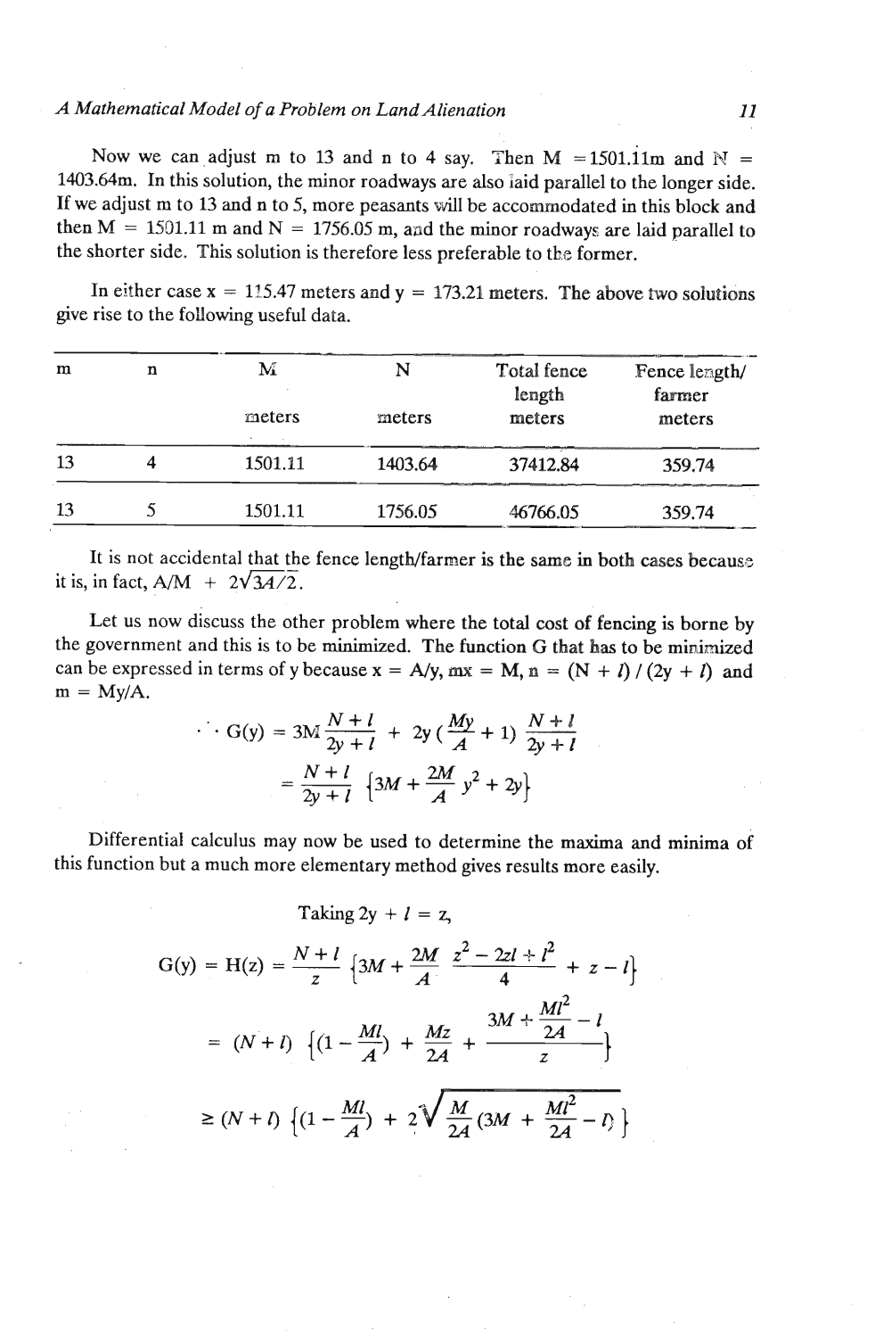Now we can adjust m to 13 and n to 4 say. Then M = 1501.11m and N = 1403.64m. In this solution, the minor roadways are also laid parallel to the longer side. If we adjust m to 13 and n to 5, more peasants will be accommodated in this block and then M = 1501.11 m and N = 1756.05 m, and the minor roadways are laid parallel to the shorter side. This solution is therefore less preferable to the former.

In either case x = 115.47 meters and y = 173.21 meters. The above two solutions give rise to the following useful data.

| m | n | M meters | N meters | Total fence length meters | Fence length/ farmer meters |
|---|---|---|---|---|---|
| 13 | 4 | 1501.11 | 1403.64 | 37412.84 | 359.74 |
| 13 | 5 | 1501.11 | 1756.05 | 46766.05 | 359.74 |

It is not accidental that the fence length/farmer is the same in both cases because it is, in fact, A/M + $2\sqrt{3A/2}$.

Let us now discuss the other problem where the total cost of fencing is borne by the government and this is to be minimized. The function G that has to be minimized can be expressed in terms of y because x = A/y, mx = M, n = (N + $l$) / (2y + $l$) and m = My/A.

$$\therefore G(y) = 3M\frac{N+l}{2y+l} + 2y\left(\frac{My}{A}+1\right)\frac{N+l}{2y+l}$$

$$= \frac{N+l}{2y+l}\left\{3M + \frac{2M}{A}y^2 + 2y\right\}$$

Differential calculus may now be used to determine the maxima and minima of this function but a much more elementary method gives results more easily.

Taking 2y + $l$ = z,

$$G(y) = H(z) = \frac{N+l}{z}\left\{3M + \frac{2M}{A}\,\frac{z^2 - 2zl + l^2}{4} + z - l\right\}$$

$$= (N+l)\left\{\left(1 - \frac{Ml}{A}\right) + \frac{Mz}{2A} + \frac{3M + \frac{Ml^2}{2A} - l}{z}\right\}$$

$$\geq (N+l)\left\{\left(1 - \frac{Ml}{A}\right) + 2\sqrt{\frac{M}{2A}\left(3M + \frac{Ml^2}{2A} - l\right)}\right\}$$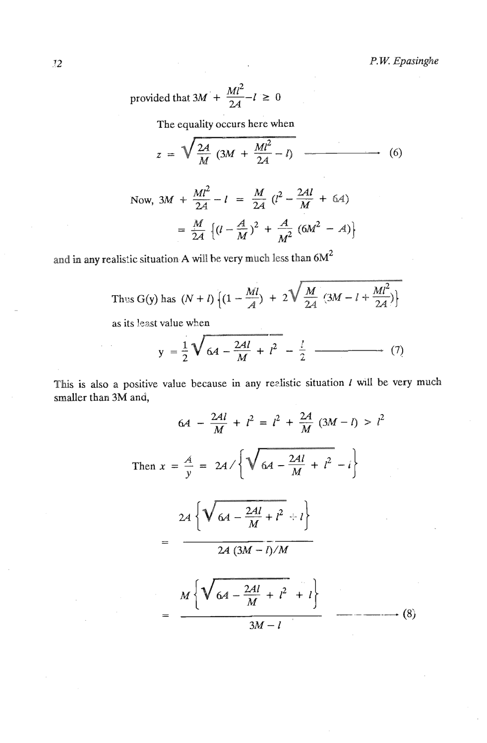provided that $3M + \frac{Ml^2}{2A} - l \geq 0$

The equality occurs here when

$$z = \sqrt{\frac{2A}{M}\left(3M + \frac{Ml^2}{2A} - l\right)} \qquad (6)$$

$$\text{Now, } 3M + \frac{Ml^2}{2A} - l = \frac{M}{2A}\left(l^2 - \frac{2Al}{M} + 6A\right)$$

$$= \frac{M}{2A}\left\{\left(l - \frac{A}{M}\right)^2 + \frac{A}{M^2}\left(6M^2 - A\right)\right\}$$

and in any realistic situation A will be very much less than $6M^2$

Thus G(y) has $(N + l)\left\{\left(1 - \frac{Ml}{A}\right) + 2\sqrt{\frac{M}{2A}\left(3M - l + \frac{Ml^2}{2A}\right)}\right\}$

as its least value when

$$y = \frac{1}{2}\sqrt{6A - \frac{2Al}{M} + l^2} - \frac{l}{2} \qquad (7)$$

This is also a positive value because in any realistic situation $l$ will be very much smaller than 3M and,

$$6A - \frac{2Al}{M} + l^2 = l^2 + \frac{2A}{M}(3M - l) > l^2$$

$$\text{Then } x = \frac{A}{y} = 2A \Big/ \left\{\sqrt{6A - \frac{2Al}{M} + l^2} - l\right\}$$

$$= \frac{2A\left\{\sqrt{6A - \frac{2Al}{M} + l^2} + l\right\}}{2A(3M - l)/M}$$

$$= \frac{M\left\{\sqrt{6A - \frac{2Al}{M} + l^2} + l\right\}}{3M - l} \qquad (8)$$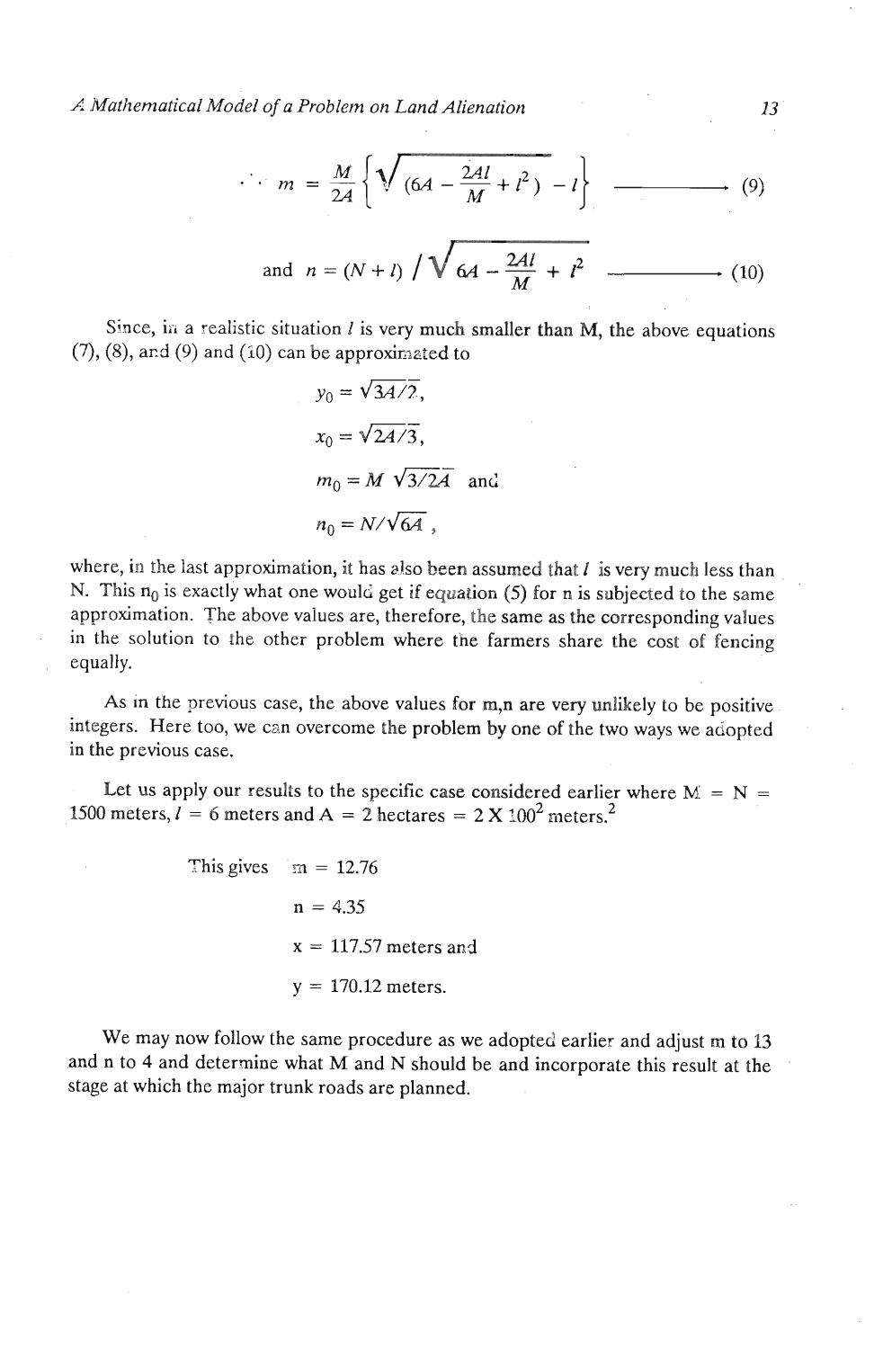$$\therefore \; m = \frac{M}{2A}\left\{\sqrt{\left(6A - \frac{2Al}{M} + l^2\right)} - l\right\} \longrightarrow (9)$$

$$\text{and } n = (N + l) \Big/ \sqrt{6A - \frac{2Al}{M} + l^2} \longrightarrow (10)$$

Since, in a realistic situation $l$ is very much smaller than M, the above equations (7), (8), and (9) and (10) can be approximated to

$$y_0 = \sqrt{3A/2},$$

$$x_0 = \sqrt{2A/3},$$

$$m_0 = M\,\sqrt{3/2A} \text{ and}$$

$$n_0 = N/\sqrt{6A}\,,$$

where, in the last approximation, it has also been assumed that $l$ is very much less than N. This $n_0$ is exactly what one would get if equation (5) for n is subjected to the same approximation. The above values are, therefore, the same as the corresponding values in the solution to the other problem where the farmers share the cost of fencing equally.

As in the previous case, the above values for m,n are very unlikely to be positive integers. Here too, we can overcome the problem by one of the two ways we adopted in the previous case.

Let us apply our results to the specific case considered earlier where $M = N = 1500$ meters, $l = 6$ meters and $A = 2$ hectares $= 2 \times 100^2$ meters.$^2$

This gives $m = 12.76$

$n = 4.35$

$x = 117.57$ meters and

$y = 170.12$ meters.

We may now follow the same procedure as we adopted earlier and adjust m to 13 and n to 4 and determine what M and N should be and incorporate this result at the stage at which the major trunk roads are planned.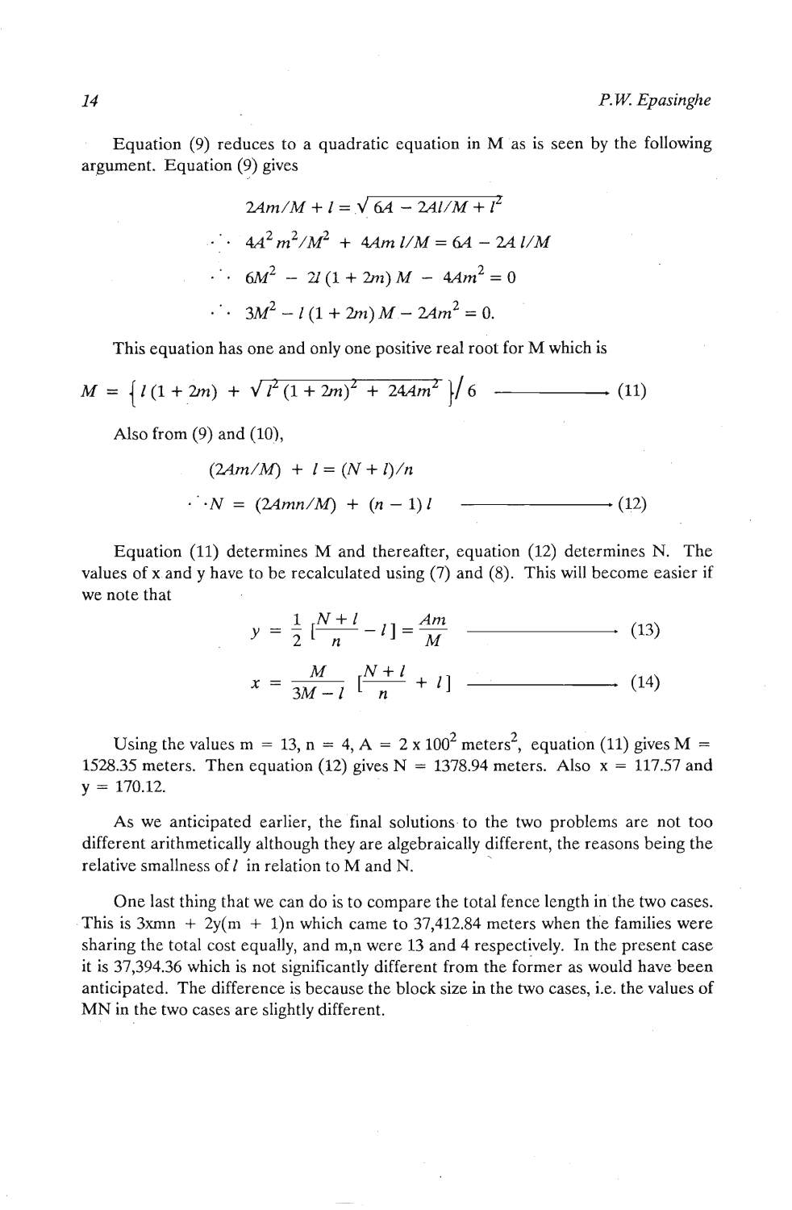Equation (9) reduces to a quadratic equation in M as is seen by the following argument. Equation (9) gives

$$2Am/M + l = \sqrt{6A - 2Al/M + l^2}$$

$$\therefore \quad 4A^2m^2/M^2 + 4Am\, l/M = 6A - 2A\, l/M$$

$$\therefore \quad 6M^2 - 2l\,(1 + 2m)\,M - 4Am^2 = 0$$

$$\therefore \quad 3M^2 - l\,(1 + 2m)\,M - 2Am^2 = 0.$$

This equation has one and only one positive real root for M which is

$$M = \left\{ l\,(1 + 2m) + \sqrt{l^2\,(1 + 2m)^2 + 24Am^2} \right\}/\,6 \qquad (11)$$

Also from (9) and (10),

$$(2Am/M) + l = (N + l)/n$$

$$\therefore N = (2Amn/M) + (n - 1)\,l \qquad (12)$$

Equation (11) determines M and thereafter, equation (12) determines N. The values of x and y have to be recalculated using (7) and (8). This will become easier if we note that

$$y = \frac{1}{2}\left[\frac{N + l}{n} - l\right] = \frac{Am}{M} \qquad (13)$$

$$x = \frac{M}{3M - l}\left[\frac{N + l}{n} + l\right] \qquad (14)$$

Using the values m = 13, n = 4, A = 2 x $100^2$ meters$^2$, equation (11) gives M = 1528.35 meters. Then equation (12) gives N = 1378.94 meters. Also x = 117.57 and y = 170.12.

As we anticipated earlier, the final solutions to the two problems are not too different arithmetically although they are algebraically different, the reasons being the relative smallness of $l$ in relation to M and N.

One last thing that we can do is to compare the total fence length in the two cases. This is 3xmn + 2y(m + 1)n which came to 37,412.84 meters when the families were sharing the total cost equally, and m,n were 13 and 4 respectively. In the present case it is 37,394.36 which is not significantly different from the former as would have been anticipated. The difference is because the block size in the two cases, i.e. the values of MN in the two cases are slightly different.